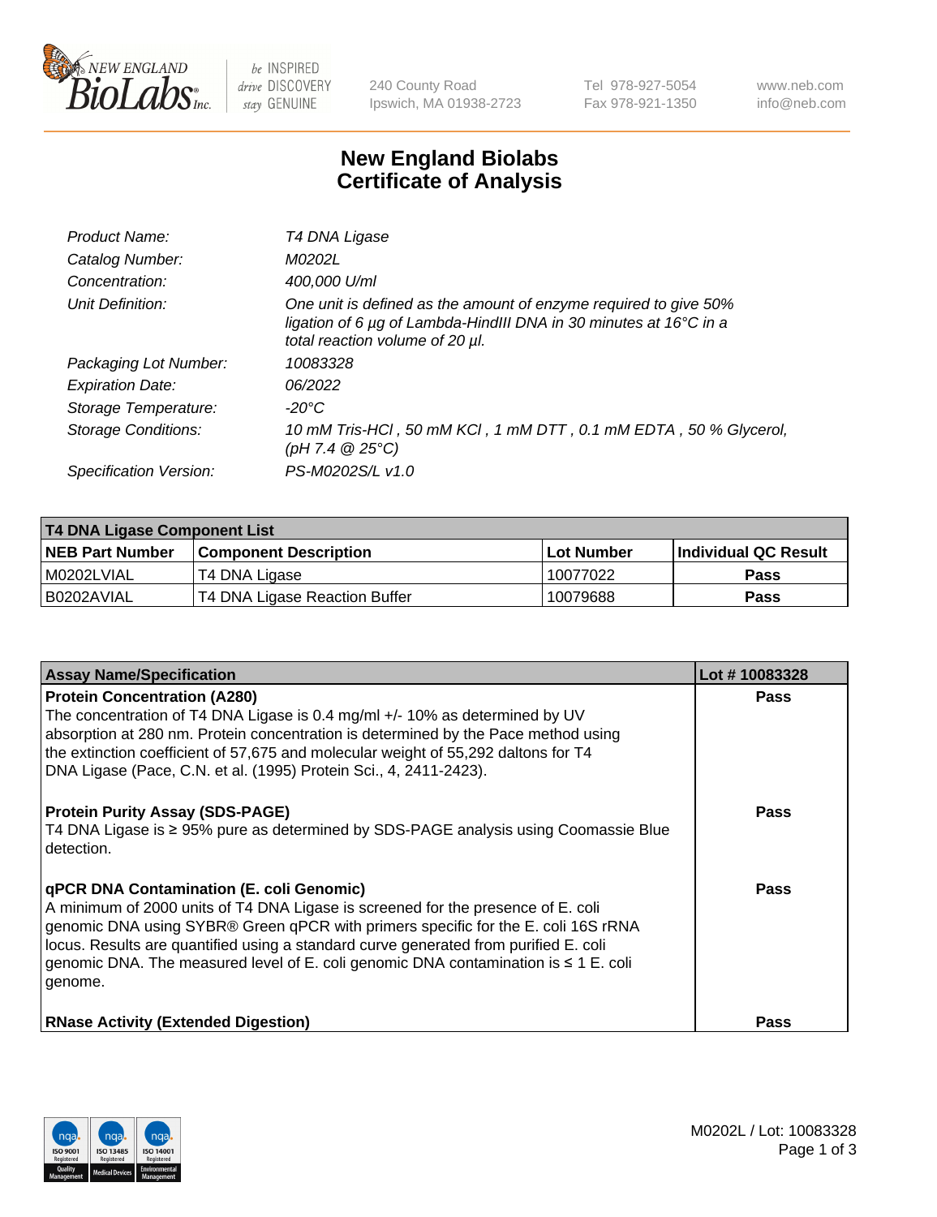# New England Biolabs Certificate of Analysis

| | |
|---|---|
| *Product Name:* | *T4 DNA Ligase* |
| *Catalog Number:* | *M0202L* |
| *Concentration:* | *400,000 U/ml* |
| *Unit Definition:* | *One unit is defined as the amount of enzyme required to give 50% ligation of 6 µg of Lambda-HindIII DNA in 30 minutes at 16°C in a total reaction volume of 20 µl.* |
| *Packaging Lot Number:* | *10083328* |
| *Expiration Date:* | *06/2022* |
| *Storage Temperature:* | *-20°C* |
| *Storage Conditions:* | *10 mM Tris-HCl , 50 mM KCl , 1 mM DTT , 0.1 mM EDTA , 50 % Glycerol, (pH 7.4 @ 25°C)* |
| *Specification Version:* | *PS-M0202S/L v1.0* |

| T4 DNA Ligase Component List | | | |
|---|---|---|---|
| **NEB Part Number** | **Component Description** | **Lot Number** | **Individual QC Result** |
| M0202LVIAL | T4 DNA Ligase | 10077022 | Pass |
| B0202AVIAL | T4 DNA Ligase Reaction Buffer | 10079688 | Pass |

| Assay Name/Specification | Lot # 10083328 |
|---|---|
| **Protein Concentration (A280)**<br>The concentration of T4 DNA Ligase is 0.4 mg/ml +/- 10% as determined by UV absorption at 280 nm. Protein concentration is determined by the Pace method using the extinction coefficient of 57,675 and molecular weight of 55,292 daltons for T4 DNA Ligase (Pace, C.N. et al. (1995) Protein Sci., 4, 2411-2423). | Pass |
| **Protein Purity Assay (SDS-PAGE)**<br>T4 DNA Ligase is ≥ 95% pure as determined by SDS-PAGE analysis using Coomassie Blue detection. | Pass |
| **qPCR DNA Contamination (E. coli Genomic)**<br>A minimum of 2000 units of T4 DNA Ligase is screened for the presence of E. coli genomic DNA using SYBR® Green qPCR with primers specific for the E. coli 16S rRNA locus. Results are quantified using a standard curve generated from purified E. coli genomic DNA. The measured level of E. coli genomic DNA contamination is ≤ 1 E. coli genome. | Pass |
| **RNase Activity (Extended Digestion)** | Pass |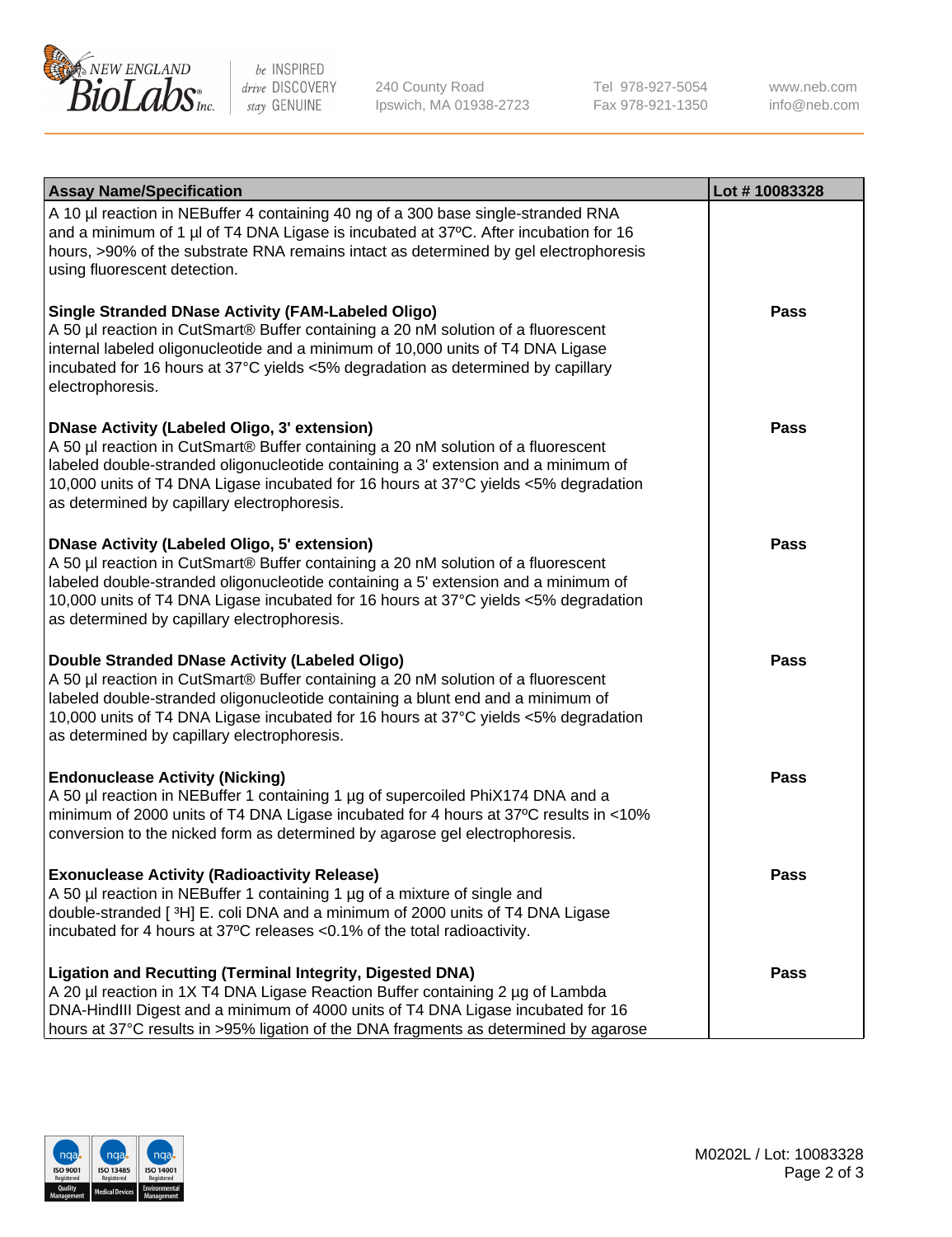| Assay Name/Specification | Lot # 10083328 |
| --- | --- |
| A 10 µl reaction in NEBuffer 4 containing 40 ng of a 300 base single-stranded RNA and a minimum of 1 µl of T4 DNA Ligase is incubated at 37ºC. After incubation for 16 hours, >90% of the substrate RNA remains intact as determined by gel electrophoresis using fluorescent detection. | |
| **Single Stranded DNase Activity (FAM-Labeled Oligo)**<br>A 50 µl reaction in CutSmart® Buffer containing a 20 nM solution of a fluorescent internal labeled oligonucleotide and a minimum of 10,000 units of T4 DNA Ligase incubated for 16 hours at 37°C yields <5% degradation as determined by capillary electrophoresis. | **Pass** |
| **DNase Activity (Labeled Oligo, 3' extension)**<br>A 50 µl reaction in CutSmart® Buffer containing a 20 nM solution of a fluorescent labeled double-stranded oligonucleotide containing a 3' extension and a minimum of 10,000 units of T4 DNA Ligase incubated for 16 hours at 37°C yields <5% degradation as determined by capillary electrophoresis. | **Pass** |
| **DNase Activity (Labeled Oligo, 5' extension)**<br>A 50 µl reaction in CutSmart® Buffer containing a 20 nM solution of a fluorescent labeled double-stranded oligonucleotide containing a 5' extension and a minimum of 10,000 units of T4 DNA Ligase incubated for 16 hours at 37°C yields <5% degradation as determined by capillary electrophoresis. | **Pass** |
| **Double Stranded DNase Activity (Labeled Oligo)**<br>A 50 µl reaction in CutSmart® Buffer containing a 20 nM solution of a fluorescent labeled double-stranded oligonucleotide containing a blunt end and a minimum of 10,000 units of T4 DNA Ligase incubated for 16 hours at 37°C yields <5% degradation as determined by capillary electrophoresis. | **Pass** |
| **Endonuclease Activity (Nicking)**<br>A 50 µl reaction in NEBuffer 1 containing 1 µg of supercoiled PhiX174 DNA and a minimum of 2000 units of T4 DNA Ligase incubated for 4 hours at 37ºC results in <10% conversion to the nicked form as determined by agarose gel electrophoresis. | **Pass** |
| **Exonuclease Activity (Radioactivity Release)**<br>A 50 µl reaction in NEBuffer 1 containing 1 µg of a mixture of single and double-stranded [ $^3$H] E. coli DNA and a minimum of 2000 units of T4 DNA Ligase incubated for 4 hours at 37ºC releases <0.1% of the total radioactivity. | **Pass** |
| **Ligation and Recutting (Terminal Integrity, Digested DNA)**<br>A 20 µl reaction in 1X T4 DNA Ligase Reaction Buffer containing 2 µg of Lambda DNA-HindIII Digest and a minimum of 4000 units of T4 DNA Ligase incubated for 16 hours at 37°C results in >95% ligation of the DNA fragments as determined by agarose | **Pass** |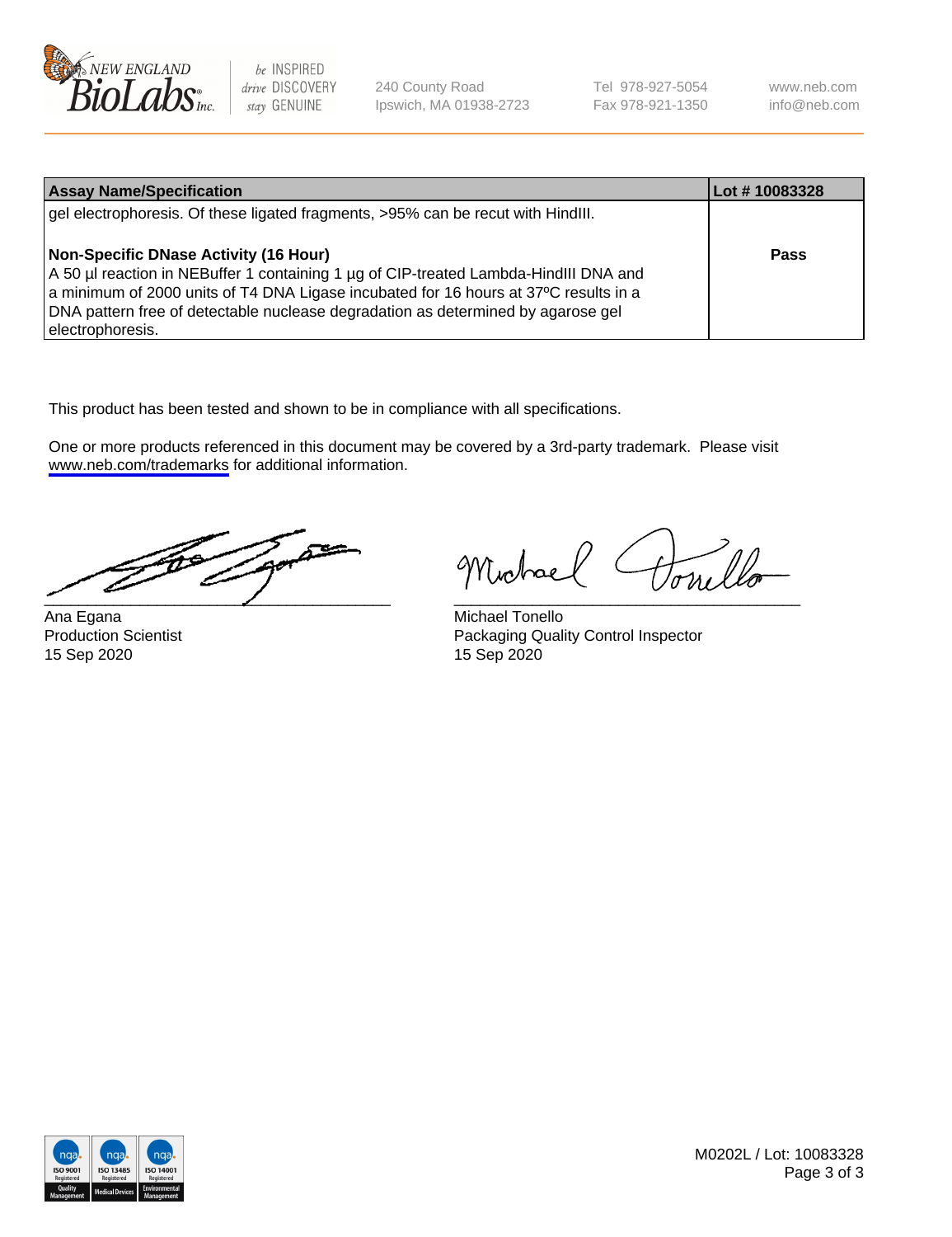| Assay Name/Specification | Lot # 10083328 |
| --- | --- |
| gel electrophoresis. Of these ligated fragments, >95% can be recut with HindIII. | |
| **Non-Specific DNase Activity (16 Hour)**<br>A 50 µl reaction in NEBuffer 1 containing 1 µg of CIP-treated Lambda-HindIII DNA and a minimum of 2000 units of T4 DNA Ligase incubated for 16 hours at 37ºC results in a DNA pattern free of detectable nuclease degradation as determined by agarose gel electrophoresis. | **Pass** |

This product has been tested and shown to be in compliance with all specifications.

One or more products referenced in this document may be covered by a 3rd-party trademark. Please visit www.neb.com/trademarks for additional information.

Ana Egana
Production Scientist
15 Sep 2020

Michael Tonello
Packaging Quality Control Inspector
15 Sep 2020

M0202L / Lot: 10083328